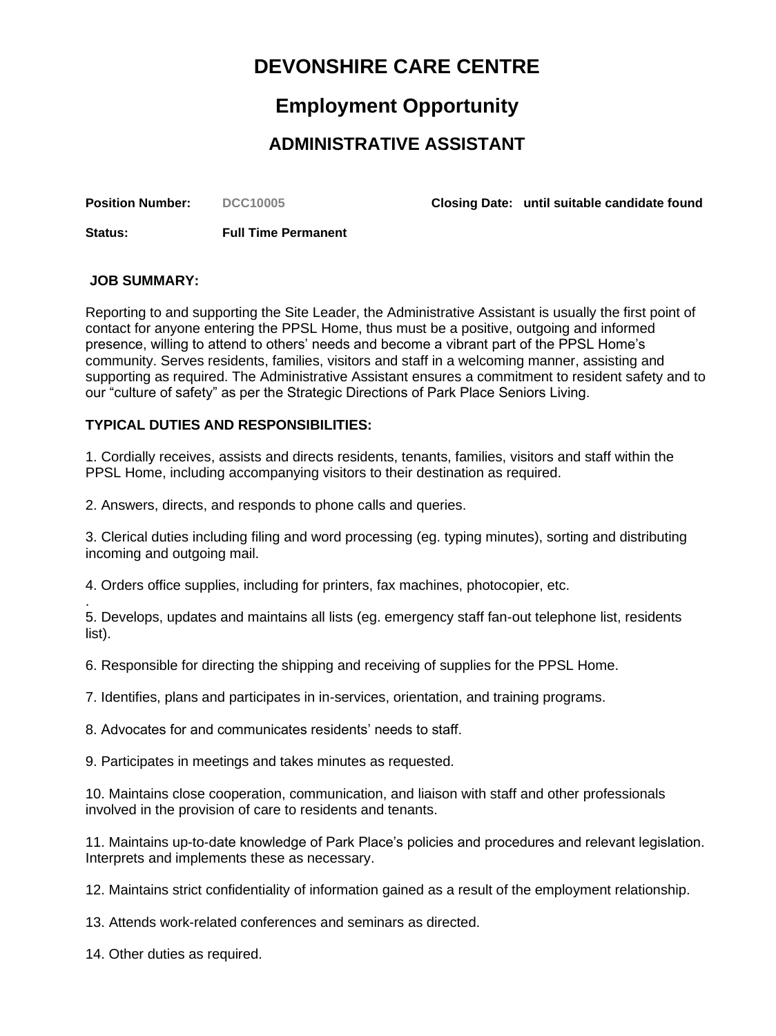# DEVONSHIRE CARE CENTRE

## Employment Opportunity

### ADMINISTRATIVE ASSISTANT

**Position Number:** DCC10005 **Closing Date:** until suitable candidate found

**Status:** **Full Time Permanent**

**JOB SUMMARY:**

Reporting to and supporting the Site Leader, the Administrative Assistant is usually the first point of contact for anyone entering the PPSL Home, thus must be a positive, outgoing and informed presence, willing to attend to others' needs and become a vibrant part of the PPSL Home's community. Serves residents, families, visitors and staff in a welcoming manner, assisting and supporting as required. The Administrative Assistant ensures a commitment to resident safety and to our "culture of safety" as per the Strategic Directions of Park Place Seniors Living.

**TYPICAL DUTIES AND RESPONSIBILITIES:**

1. Cordially receives, assists and directs residents, tenants, families, visitors and staff within the PPSL Home, including accompanying visitors to their destination as required.

2. Answers, directs, and responds to phone calls and queries.

3. Clerical duties including filing and word processing (eg. typing minutes), sorting and distributing incoming and outgoing mail.

4. Orders office supplies, including for printers, fax machines, photocopier, etc.
.
5. Develops, updates and maintains all lists (eg. emergency staff fan-out telephone list, residents list).

6. Responsible for directing the shipping and receiving of supplies for the PPSL Home.

7. Identifies, plans and participates in in-services, orientation, and training programs.

8. Advocates for and communicates residents' needs to staff.

9. Participates in meetings and takes minutes as requested.

10. Maintains close cooperation, communication, and liaison with staff and other professionals involved in the provision of care to residents and tenants.

11. Maintains up-to-date knowledge of Park Place's policies and procedures and relevant legislation. Interprets and implements these as necessary.

12. Maintains strict confidentiality of information gained as a result of the employment relationship.

13. Attends work-related conferences and seminars as directed.

14. Other duties as required.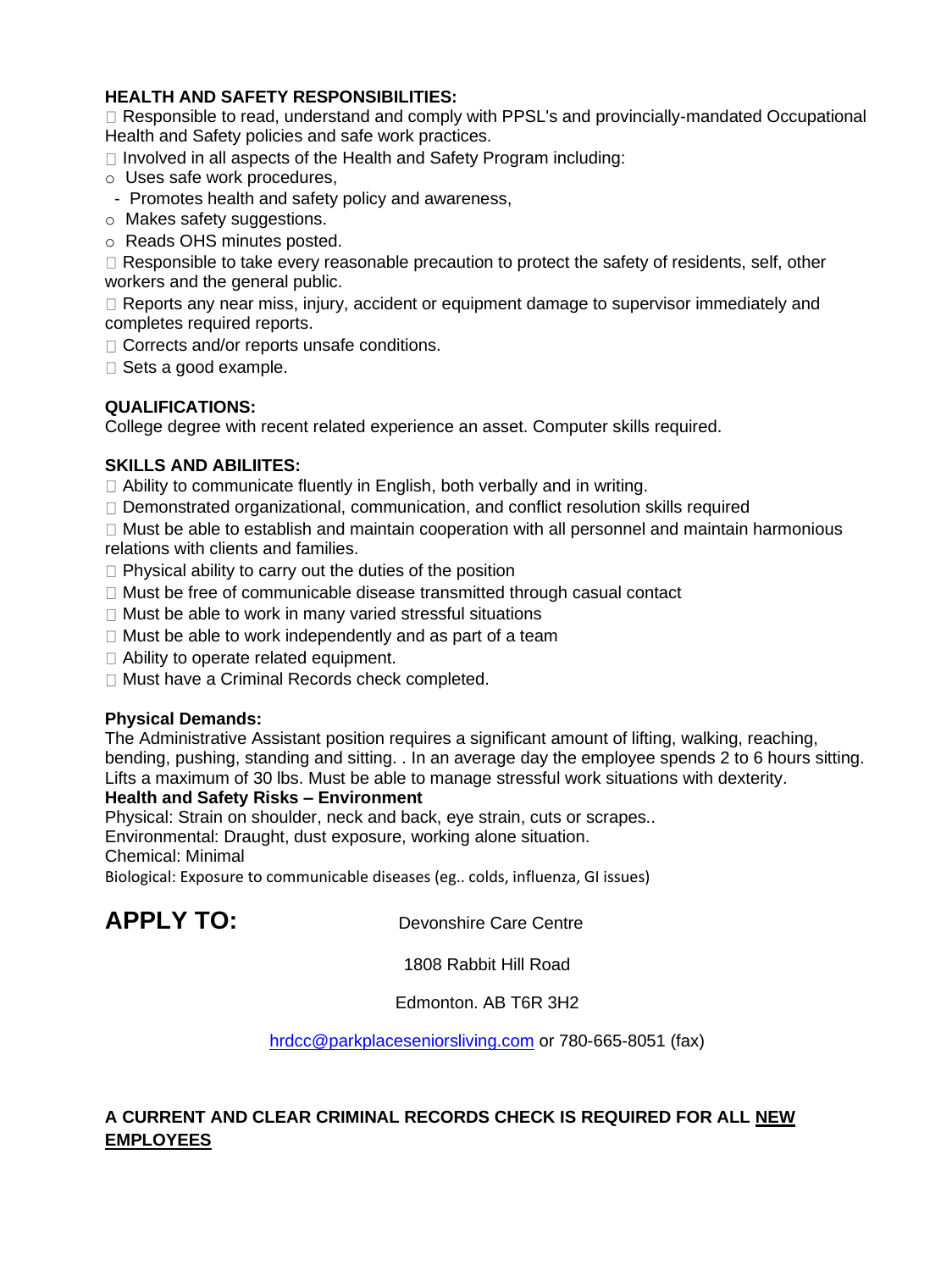**HEALTH AND SAFETY RESPONSIBILITIES:**

- Responsible to read, understand and comply with PPSL's and provincially-mandated Occupational Health and Safety policies and safe work practices.
- Involved in all aspects of the Health and Safety Program including:
  - Uses safe work procedures,
  - Promotes health and safety policy and awareness,
  - Makes safety suggestions.
  - Reads OHS minutes posted.
- Responsible to take every reasonable precaution to protect the safety of residents, self, other workers and the general public.
- Reports any near miss, injury, accident or equipment damage to supervisor immediately and completes required reports.
- Corrects and/or reports unsafe conditions.
- Sets a good example.

**QUALIFICATIONS:**

College degree with recent related experience an asset. Computer skills required.

**SKILLS AND ABILIITES:**

- Ability to communicate fluently in English, both verbally and in writing.
- Demonstrated organizational, communication, and conflict resolution skills required
- Must be able to establish and maintain cooperation with all personnel and maintain harmonious relations with clients and families.
- Physical ability to carry out the duties of the position
- Must be free of communicable disease transmitted through casual contact
- Must be able to work in many varied stressful situations
- Must be able to work independently and as part of a team
- Ability to operate related equipment.
- Must have a Criminal Records check completed.

**Physical Demands:**

The Administrative Assistant position requires a significant amount of lifting, walking, reaching, bending, pushing, standing and sitting. . In an average day the employee spends 2 to 6 hours sitting. Lifts a maximum of 30 lbs. Must be able to manage stressful work situations with dexterity.

**Health and Safety Risks – Environment**

Physical: Strain on shoulder, neck and back, eye strain, cuts or scrapes..
Environmental: Draught, dust exposure, working alone situation.
Chemical: Minimal
Biological: Exposure to communicable diseases (eg.. colds, influenza, GI issues)

## APPLY TO:

Devonshire Care Centre

1808 Rabbit Hill Road

Edmonton. AB T6R 3H2

hrdcc@parkplaceseniorsliving.com or 780-665-8051 (fax)

**A CURRENT AND CLEAR CRIMINAL RECORDS CHECK IS REQUIRED FOR ALL NEW EMPLOYEES**